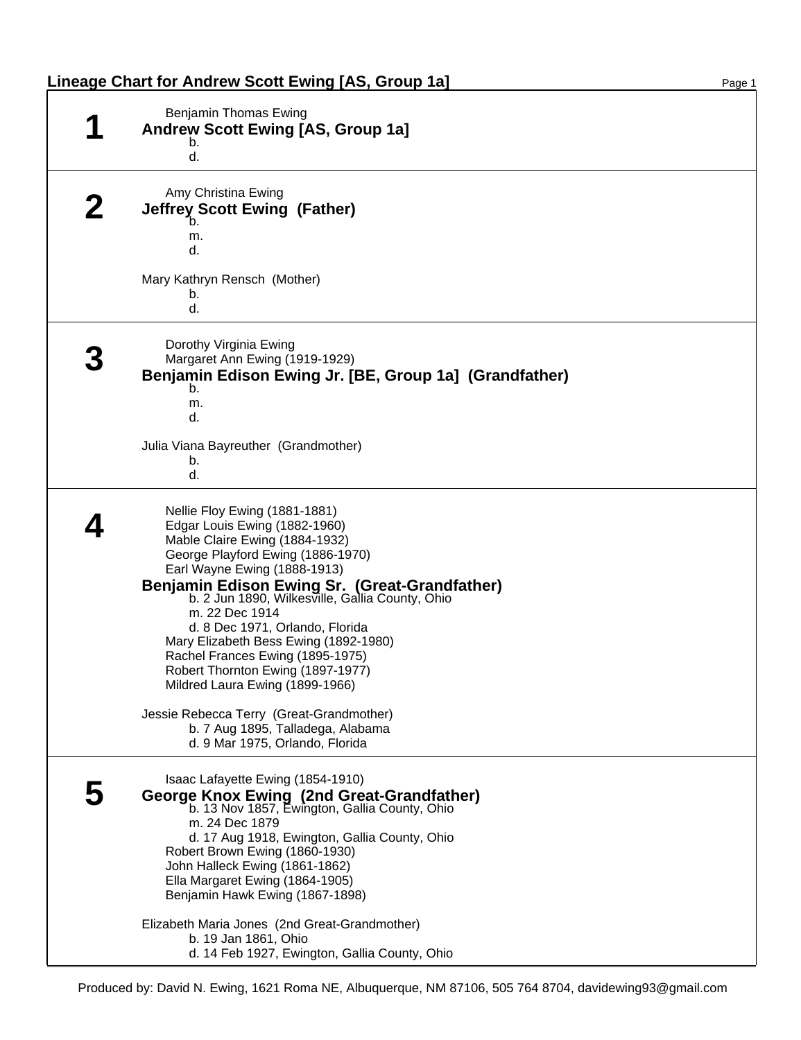# Lineage Chart for Andrew Scott Ewing [AS, Group 1a]

## 1

Benjamin Thomas Ewing

**Andrew Scott Ewing [AS, Group 1a]**
b.
d.

## 2

Amy Christina Ewing

**Jeffrey Scott Ewing (Father)**
b.
m.
d.

Mary Kathryn Rensch (Mother)
b.
d.

## 3

Dorothy Virginia Ewing
Margaret Ann Ewing (1919-1929)

**Benjamin Edison Ewing Jr. [BE, Group 1a] (Grandfather)**
b.
m.
d.

Julia Viana Bayreuther (Grandmother)
b.
d.

## 4

Nellie Floy Ewing (1881-1881)
Edgar Louis Ewing (1882-1960)
Mable Claire Ewing (1884-1932)
George Playford Ewing (1886-1970)
Earl Wayne Ewing (1888-1913)

**Benjamin Edison Ewing Sr. (Great-Grandfather)**
b. 2 Jun 1890, Wilkesville, Gallia County, Ohio
m. 22 Dec 1914
d. 8 Dec 1971, Orlando, Florida

Mary Elizabeth Bess Ewing (1892-1980)
Rachel Frances Ewing (1895-1975)
Robert Thornton Ewing (1897-1977)
Mildred Laura Ewing (1899-1966)

Jessie Rebecca Terry (Great-Grandmother)
b. 7 Aug 1895, Talladega, Alabama
d. 9 Mar 1975, Orlando, Florida

## 5

Isaac Lafayette Ewing (1854-1910)

**George Knox Ewing (2nd Great-Grandfather)**
b. 13 Nov 1857, Ewington, Gallia County, Ohio
m. 24 Dec 1879
d. 17 Aug 1918, Ewington, Gallia County, Ohio

Robert Brown Ewing (1860-1930)
John Halleck Ewing (1861-1862)
Ella Margaret Ewing (1864-1905)
Benjamin Hawk Ewing (1867-1898)

Elizabeth Maria Jones (2nd Great-Grandmother)
b. 19 Jan 1861, Ohio
d. 14 Feb 1927, Ewington, Gallia County, Ohio

Produced by: David N. Ewing, 1621 Roma NE, Albuquerque, NM 87106, 505 764 8704, davidewing93@gmail.com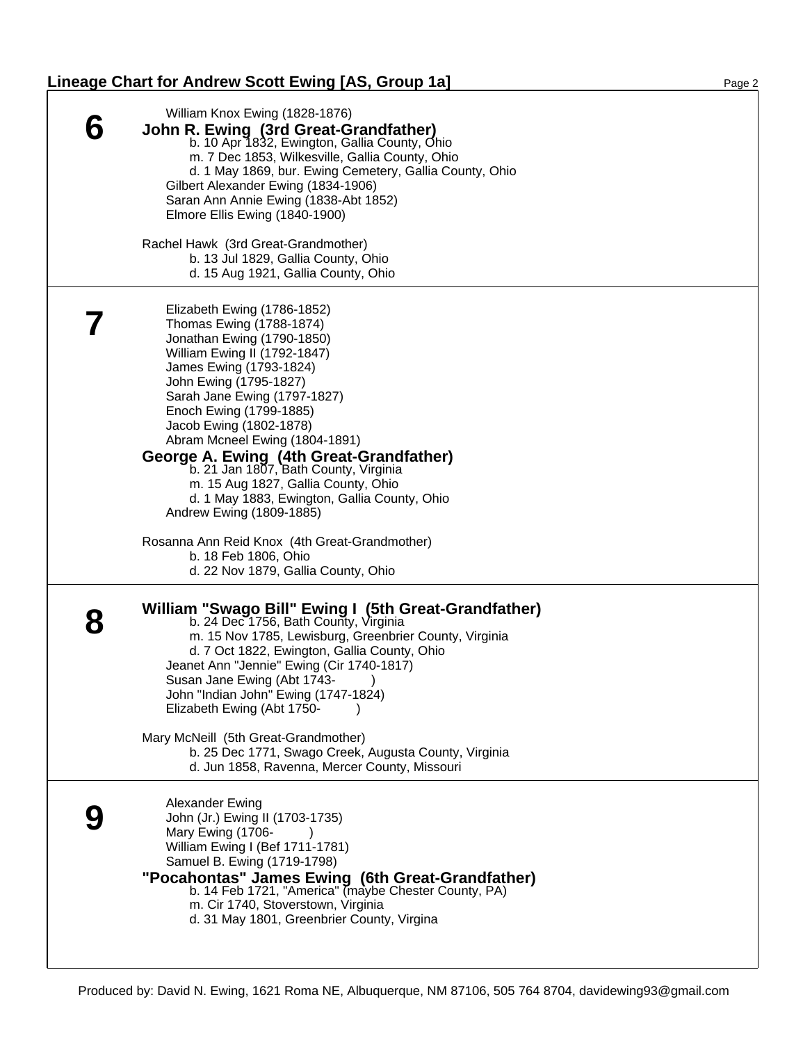## Lineage Chart for Andrew Scott Ewing [AS, Group 1a]

### 6

William Knox Ewing (1828-1876)

**John R. Ewing (3rd Great-Grandfather)**
b. 10 Apr 1832, Ewington, Gallia County, Ohio
m. 7 Dec 1853, Wilkesville, Gallia County, Ohio
d. 1 May 1869, bur. Ewing Cemetery, Gallia County, Ohio

Gilbert Alexander Ewing (1834-1906)
Saran Ann Annie Ewing (1838-Abt 1852)
Elmore Ellis Ewing (1840-1900)

Rachel Hawk (3rd Great-Grandmother)
b. 13 Jul 1829, Gallia County, Ohio
d. 15 Aug 1921, Gallia County, Ohio

### 7

Elizabeth Ewing (1786-1852)
Thomas Ewing (1788-1874)
Jonathan Ewing (1790-1850)
William Ewing II (1792-1847)
James Ewing (1793-1824)
John Ewing (1795-1827)
Sarah Jane Ewing (1797-1827)
Enoch Ewing (1799-1885)
Jacob Ewing (1802-1878)
Abram Mcneel Ewing (1804-1891)

**George A. Ewing (4th Great-Grandfather)**
b. 21 Jan 1807, Bath County, Virginia
m. 15 Aug 1827, Gallia County, Ohio
d. 1 May 1883, Ewington, Gallia County, Ohio

Andrew Ewing (1809-1885)

Rosanna Ann Reid Knox (4th Great-Grandmother)
b. 18 Feb 1806, Ohio
d. 22 Nov 1879, Gallia County, Ohio

### 8

**William "Swago Bill" Ewing I (5th Great-Grandfather)**
b. 24 Dec 1756, Bath County, Virginia
m. 15 Nov 1785, Lewisburg, Greenbrier County, Virginia
d. 7 Oct 1822, Ewington, Gallia County, Ohio

Jeanet Ann "Jennie" Ewing (Cir 1740-1817)
Susan Jane Ewing (Abt 1743- )
John "Indian John" Ewing (1747-1824)
Elizabeth Ewing (Abt 1750- )

Mary McNeill (5th Great-Grandmother)
b. 25 Dec 1771, Swago Creek, Augusta County, Virginia
d. Jun 1858, Ravenna, Mercer County, Missouri

### 9

Alexander Ewing
John (Jr.) Ewing II (1703-1735)
Mary Ewing (1706- )
William Ewing I (Bef 1711-1781)
Samuel B. Ewing (1719-1798)

**"Pocahontas" James Ewing (6th Great-Grandfather)**
b. 14 Feb 1721, "America" (maybe Chester County, PA)
m. Cir 1740, Stoverstown, Virginia
d. 31 May 1801, Greenbrier County, Virgina

Produced by: David N. Ewing, 1621 Roma NE, Albuquerque, NM 87106, 505 764 8704, davidewing93@gmail.com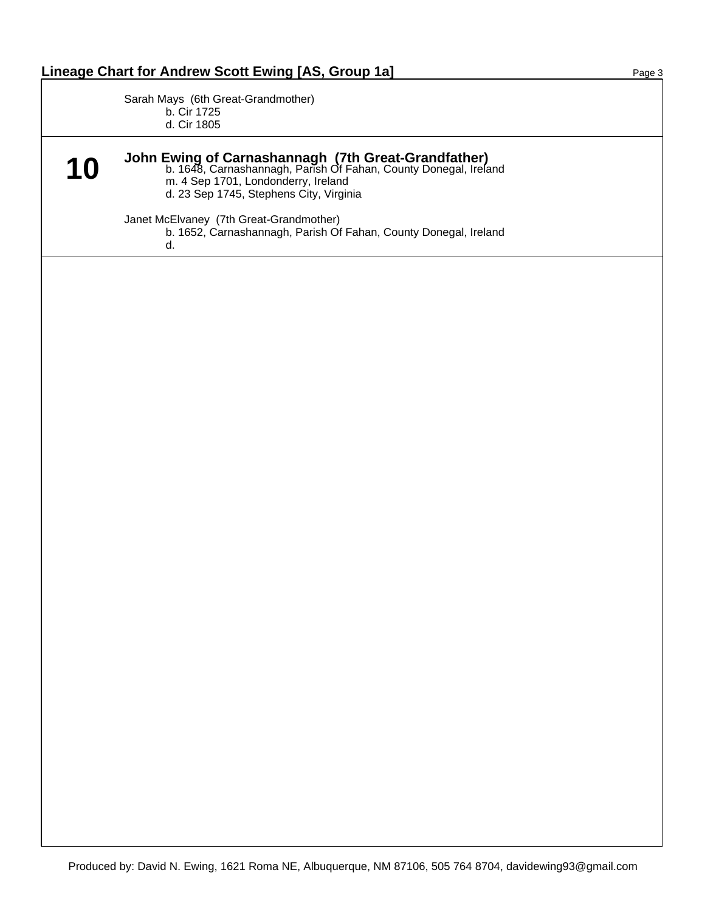Sarah Mays (6th Great-Grandmother)
b. Cir 1725
d. Cir 1805

**10** **John Ewing of Carnashannagh (7th Great-Grandfather)**
b. 1648, Carnashannagh, Parish Of Fahan, County Donegal, Ireland
m. 4 Sep 1701, Londonderry, Ireland
d. 23 Sep 1745, Stephens City, Virginia

Janet McElvaney (7th Great-Grandmother)
b. 1652, Carnashannagh, Parish Of Fahan, County Donegal, Ireland
d.

Produced by: David N. Ewing, 1621 Roma NE, Albuquerque, NM 87106, 505 764 8704, davidewing93@gmail.com